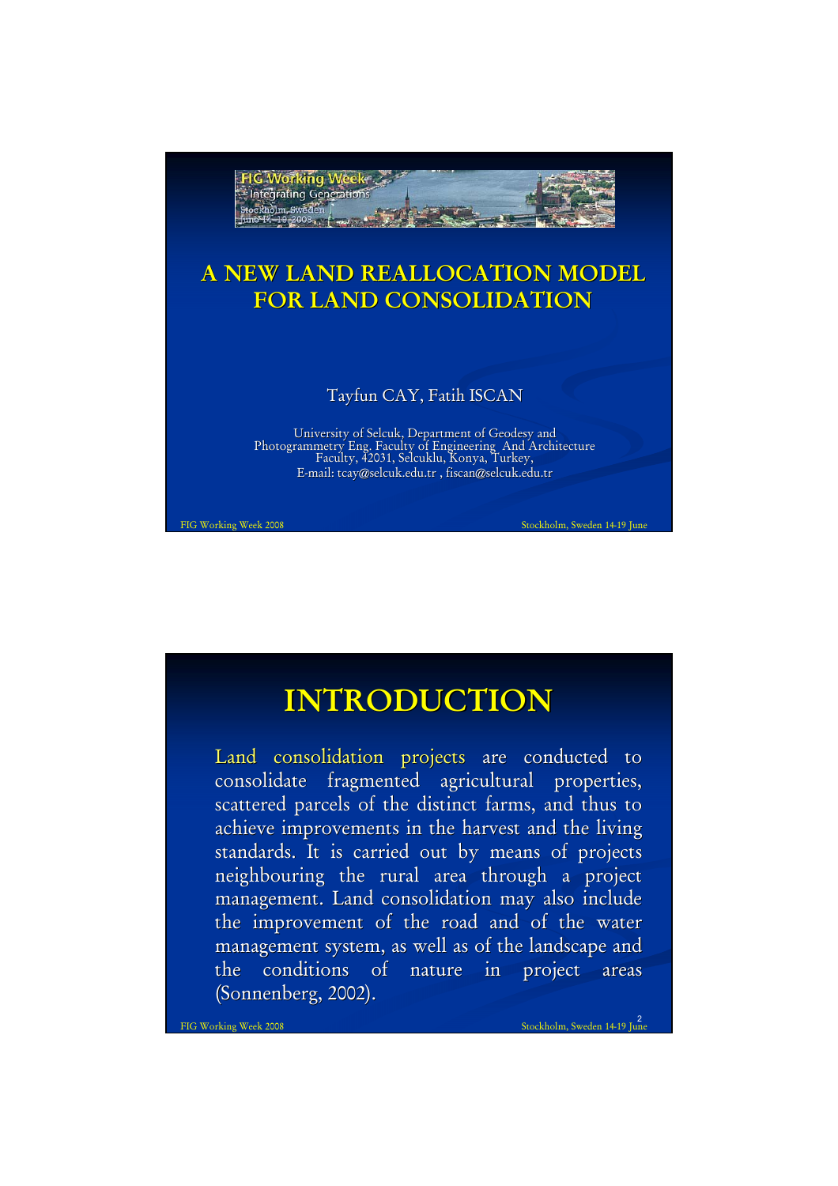# A NEW LAND REALLOCATION MODEL FOR LAND CONSOLIDATION

Tayfun CAY, Fatih ISCAN

University of Selcuk, Department of Geodesy and Photogrammetry Eng. Faculty of Engineering And Architecture Faculty, 42031, Selcuklu, Konya, Turkey,
E-mail: tcay@selcuk.edu.tr , fiscan@selcuk.edu.tr

## INTRODUCTION

Land consolidation projects are conducted to consolidate fragmented agricultural properties, scattered parcels of the distinct farms, and thus to achieve improvements in the harvest and the living standards. It is carried out by means of projects neighbouring the rural area through a project management. Land consolidation may also include the improvement of the road and of the water management system, as well as of the landscape and the conditions of nature in project areas (Sonnenberg, 2002).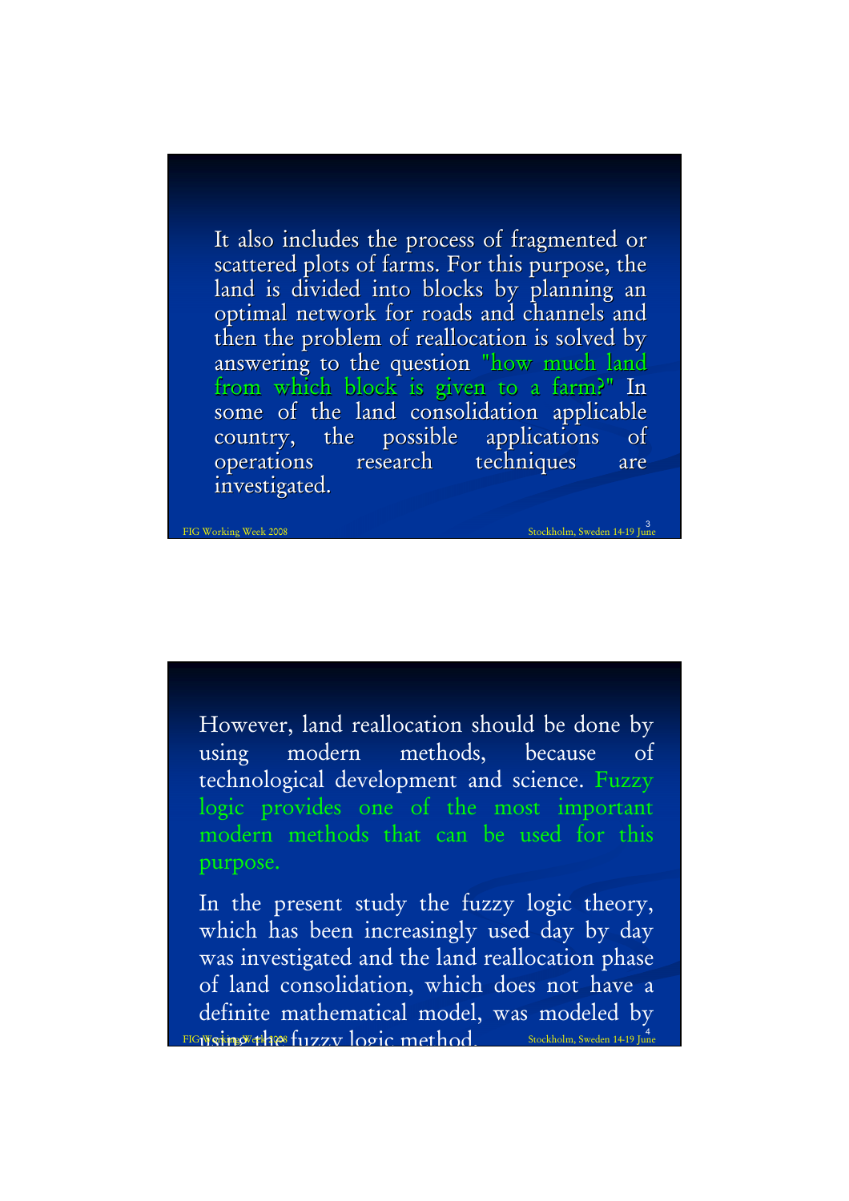It also includes the process of fragmented or scattered plots of farms. For this purpose, the land is divided into blocks by planning an optimal network for roads and channels and then the problem of reallocation is solved by answering to the question "how much land from which block is given to a farm?" In some of the land consolidation applicable country, the possible applications of operations research techniques are investigated.

However, land reallocation should be done by using modern methods, because of technological development and science. Fuzzy logic provides one of the most important modern methods that can be used for this purpose.

In the present study the fuzzy logic theory, which has been increasingly used day by day was investigated and the land reallocation phase of land consolidation, which does not have a definite mathematical model, was modeled by using the fuzzy logic method.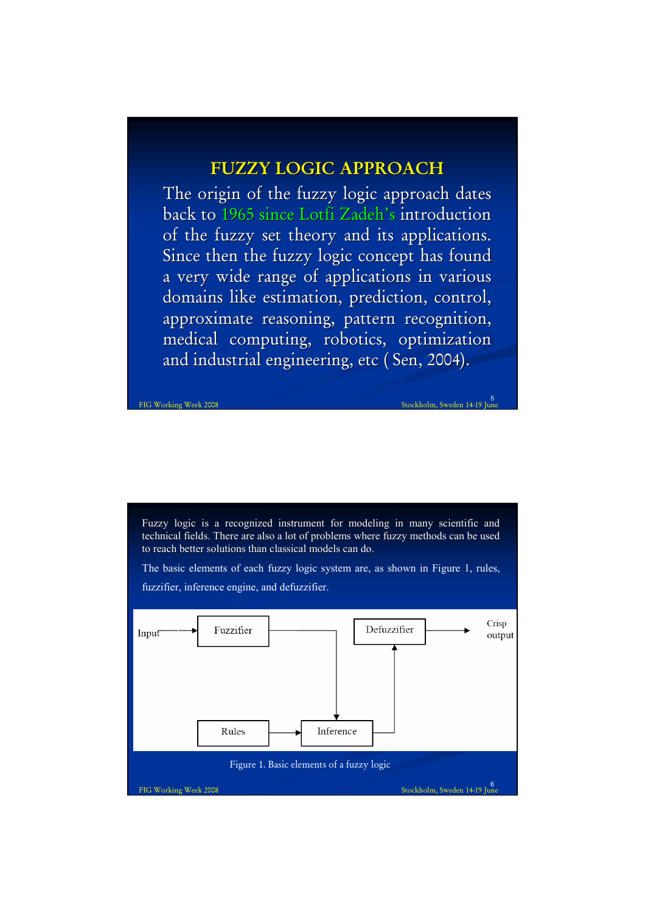# FUZZY LOGIC APPROACH

The origin of the fuzzy logic approach dates back to 1965 since Lotfi Zadeh's introduction of the fuzzy set theory and its applications. Since then the fuzzy logic concept has found a very wide range of applications in various domains like estimation, prediction, control, approximate reasoning, pattern recognition, medical computing, robotics, optimization and industrial engineering, etc ( Sen, 2004).

Fuzzy logic is a recognized instrument for modeling in many scientific and technical fields. There are also a lot of problems where fuzzy methods can be used to reach better solutions than classical models can do.

The basic elements of each fuzzy logic system are, as shown in Figure 1, rules, fuzzifier, inference engine, and defuzzifier.

Input → Fuzzifier → Inference; Rules → Inference; Inference → Defuzzifier → Crisp output

Figure 1. Basic elements of a fuzzy logic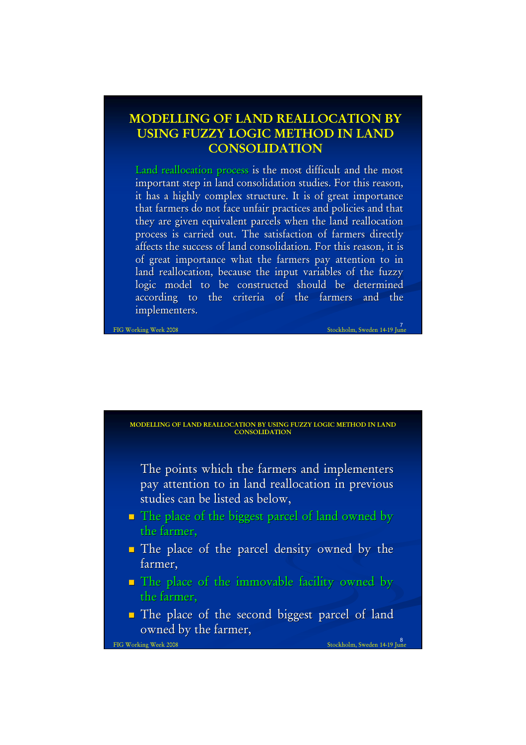## MODELLING OF LAND REALLOCATION BY USING FUZZY LOGIC METHOD IN LAND CONSOLIDATION

Land reallocation process is the most difficult and the most important step in land consolidation studies. For this reason, it has a highly complex structure. It is of great importance that farmers do not face unfair practices and policies and that they are given equivalent parcels when the land reallocation process is carried out. The satisfaction of farmers directly affects the success of land consolidation. For this reason, it is of great importance what the farmers pay attention to in land reallocation, because the input variables of the fuzzy logic model to be constructed should be determined according to the criteria of the farmers and the implementers.

## MODELLING OF LAND REALLOCATION BY USING FUZZY LOGIC METHOD IN LAND CONSOLIDATION

The points which the farmers and implementers pay attention to in land reallocation in previous studies can be listed as below,

- The place of the biggest parcel of land owned by the farmer,
- The place of the parcel density owned by the farmer,
- The place of the immovable facility owned by the farmer,
- The place of the second biggest parcel of land owned by the farmer,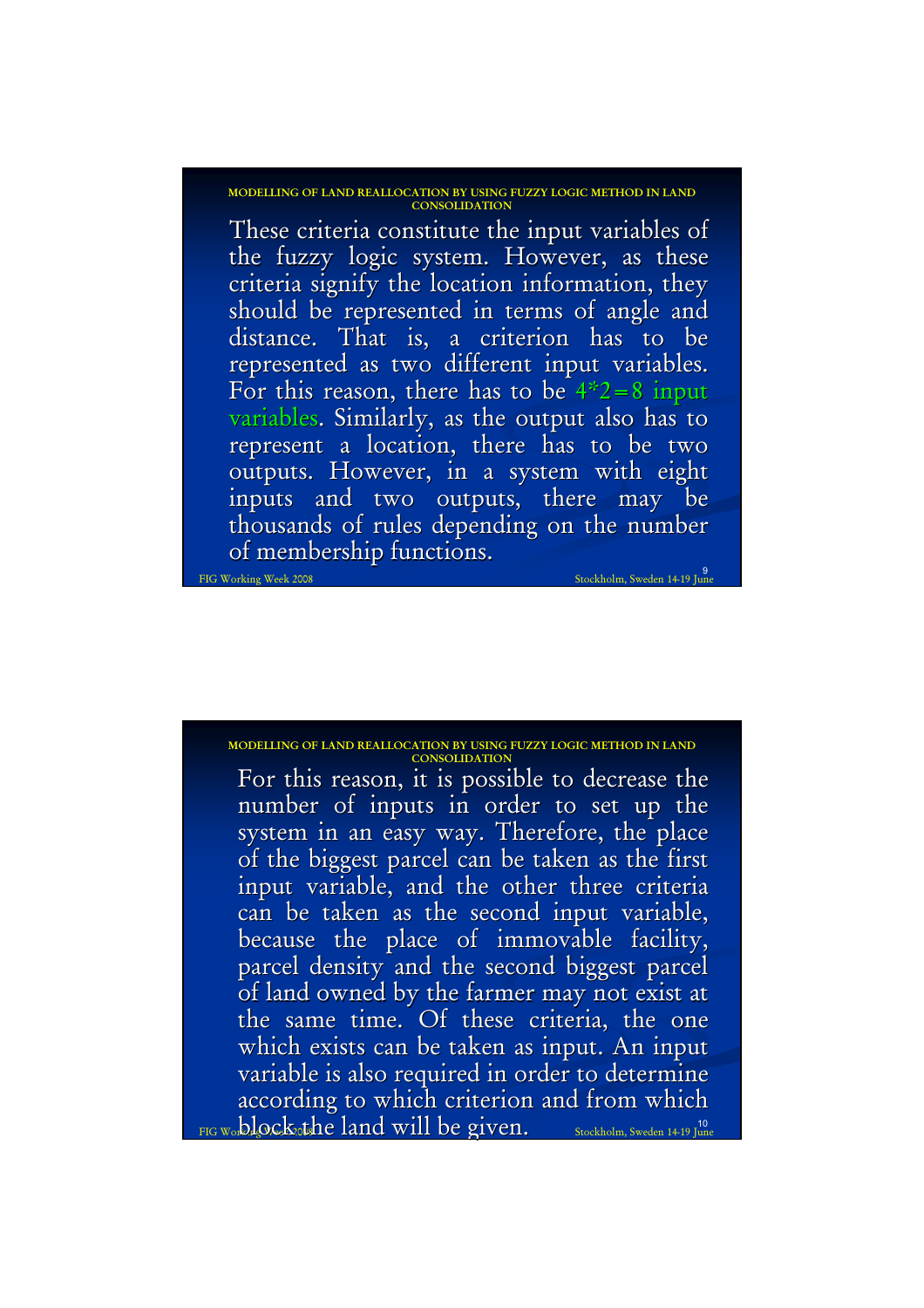These criteria constitute the input variables of the fuzzy logic system. However, as these criteria signify the location information, they should be represented in terms of angle and distance. That is, a criterion has to be represented as two different input variables. For this reason, there has to be 4*2=8 input variables. Similarly, as the output also has to represent a location, there has to be two outputs. However, in a system with eight inputs and two outputs, there may be thousands of rules depending on the number of membership functions.

For this reason, it is possible to decrease the number of inputs in order to set up the system in an easy way. Therefore, the place of the biggest parcel can be taken as the first input variable, and the other three criteria can be taken as the second input variable, because the place of immovable facility, parcel density and the second biggest parcel of land owned by the farmer may not exist at the same time. Of these criteria, the one which exists can be taken as input. An input variable is also required in order to determine according to which criterion and from which block the land will be given.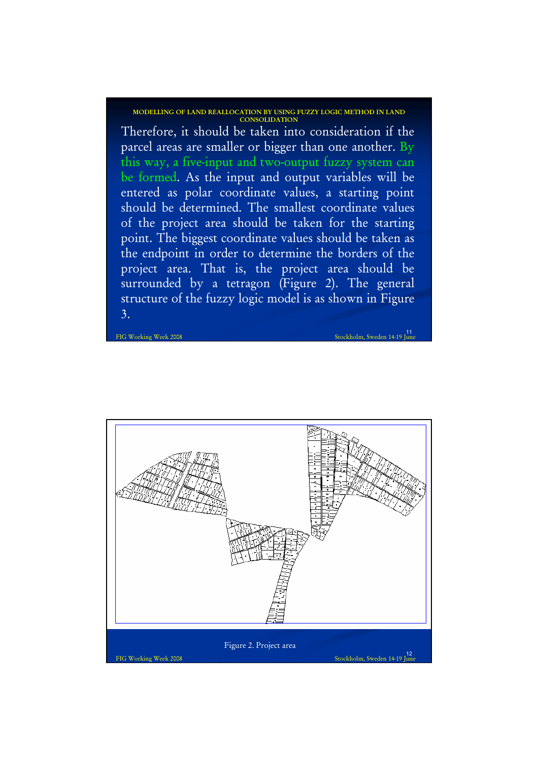Therefore, it should be taken into consideration if the parcel areas are smaller or bigger than one another. By this way, a five-input and two-output fuzzy system can be formed. As the input and output variables will be entered as polar coordinate values, a starting point should be determined. The smallest coordinate values of the project area should be taken for the starting point. The biggest coordinate values should be taken as the endpoint in order to determine the borders of the project area. That is, the project area should be surrounded by a tetragon (Figure 2). The general structure of the fuzzy logic model is as shown in Figure 3.

Figure 2. Project area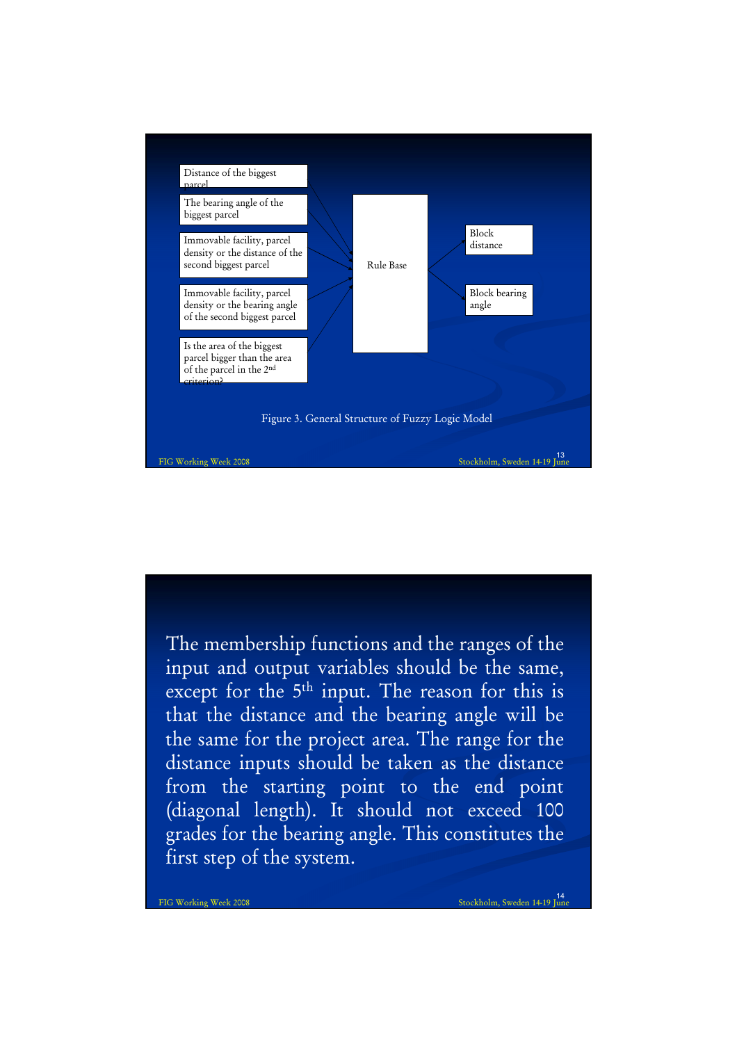Distance of the biggest parcel

The bearing angle of the biggest parcel

Immovable facility, parcel density or the distance of the second biggest parcel

Immovable facility, parcel density or the bearing angle of the second biggest parcel

Is the area of the biggest parcel bigger than the area of the parcel in the 2nd criterion?

Rule Base

Block distance

Block bearing angle

Figure 3. General Structure of Fuzzy Logic Model

The membership functions and the ranges of the input and output variables should be the same, except for the 5th input. The reason for this is that the distance and the bearing angle will be the same for the project area. The range for the distance inputs should be taken as the distance from the starting point to the end point (diagonal length). It should not exceed 100 grades for the bearing angle. This constitutes the first step of the system.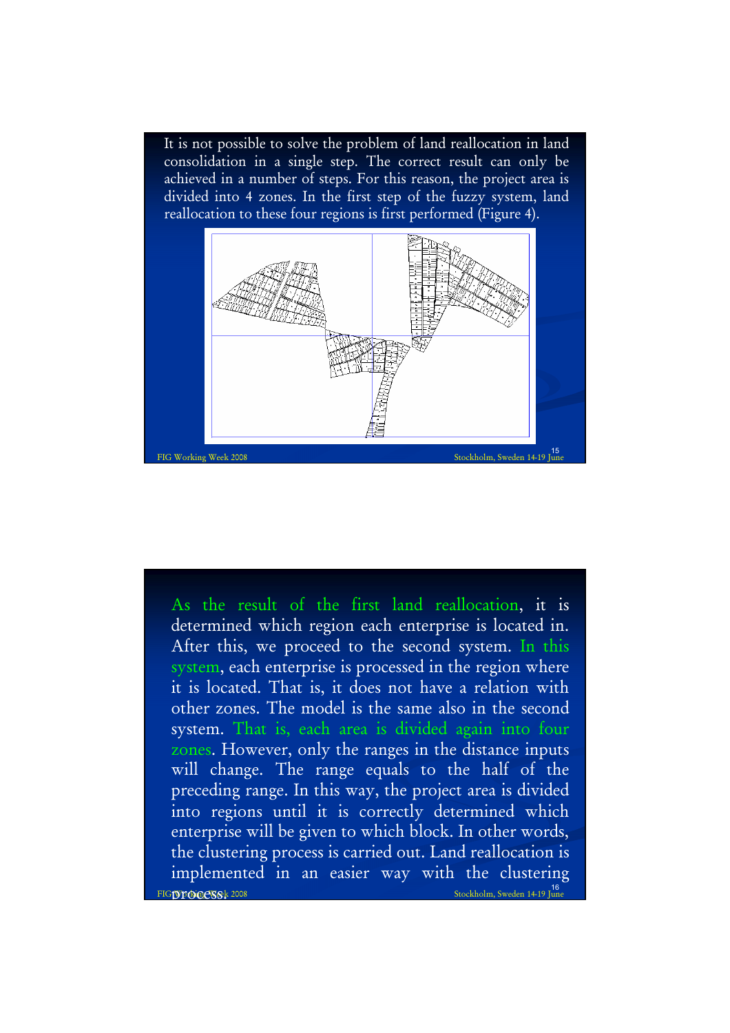It is not possible to solve the problem of land reallocation in land consolidation in a single step. The correct result can only be achieved in a number of steps. For this reason, the project area is divided into 4 zones. In the first step of the fuzzy system, land reallocation to these four regions is first performed (Figure 4).

As the result of the first land reallocation, it is determined which region each enterprise is located in. After this, we proceed to the second system. In this system, each enterprise is processed in the region where it is located. That is, it does not have a relation with other zones. The model is the same also in the second system. That is, each area is divided again into four zones. However, only the ranges in the distance inputs will change. The range equals to the half of the preceding range. In this way, the project area is divided into regions until it is correctly determined which enterprise will be given to which block. In other words, the clustering process is carried out. Land reallocation is implemented in an easier way with the clustering process.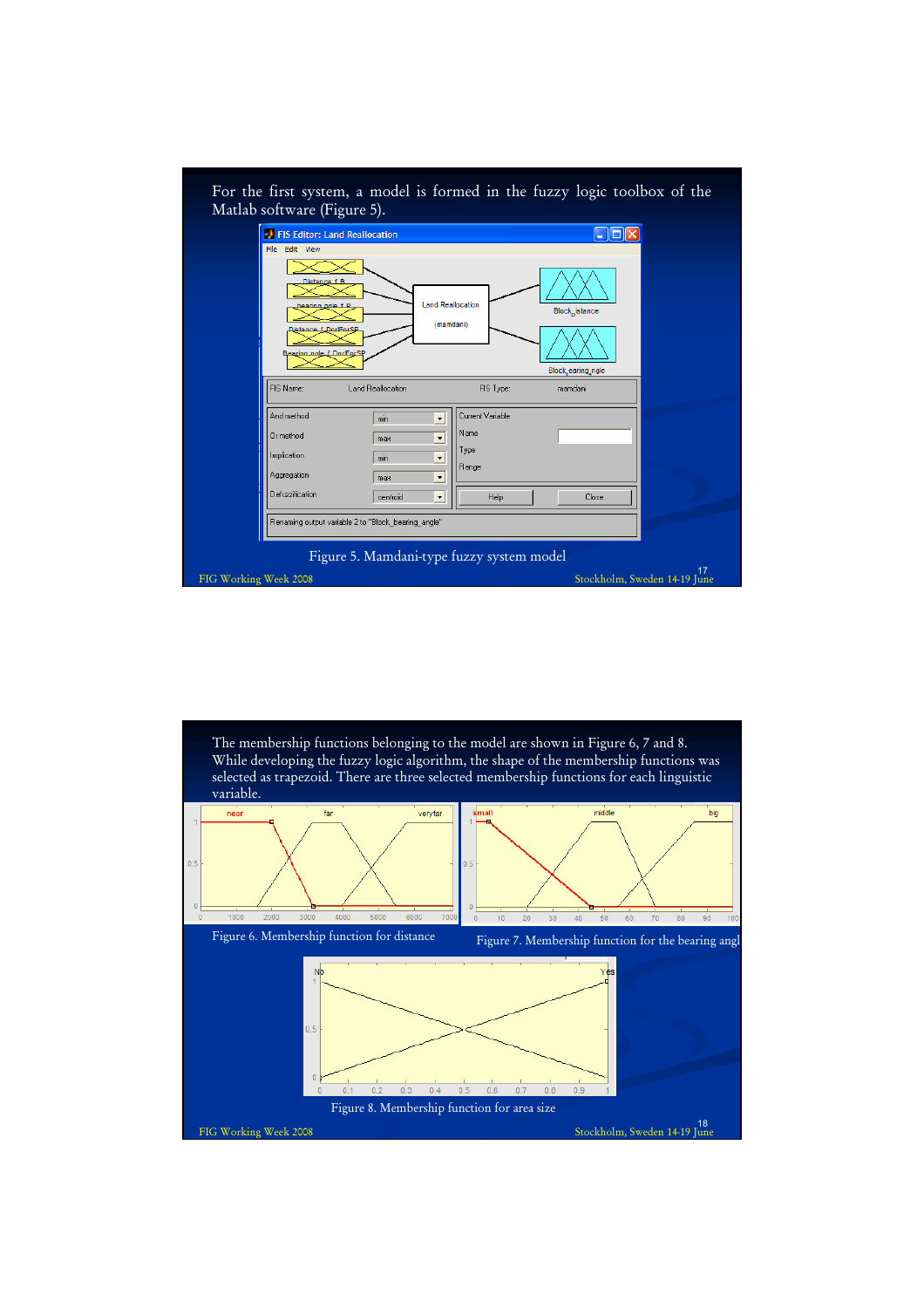For the first system, a model is formed in the fuzzy logic toolbox of the Matlab software (Figure 5).

Figure 5. Mamdani-type fuzzy system model

The membership functions belonging to the model are shown in Figure 6, 7 and 8. While developing the fuzzy logic algorithm, the shape of the membership functions was selected as trapezoid. There are three selected membership functions for each linguistic variable.

Figure 6. Membership function for distance

Figure 7. Membership function for the bearing angl

Figure 8. Membership function for area size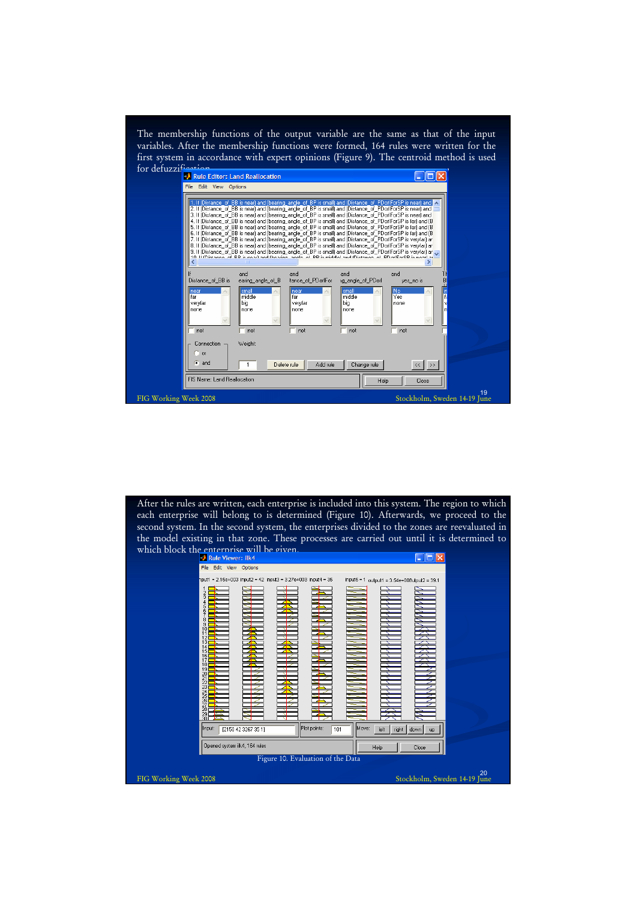The membership functions of the output variable are the same as that of the input variables. After the membership functions were formed, 164 rules were written for the first system in accordance with expert opinions (Figure 9). The centroid method is used for defuzzification.

After the rules are written, each enterprise is included into this system. The region to which each enterprise will belong to is determined (Figure 10). Afterwards, we proceed to the second system. In the second system, the enterprises divided to the zones are reevaluated in the model existing in that zone. These processes are carried out until it is determined to which block the enterprise will be given.

Figure 10. Evaluation of the Data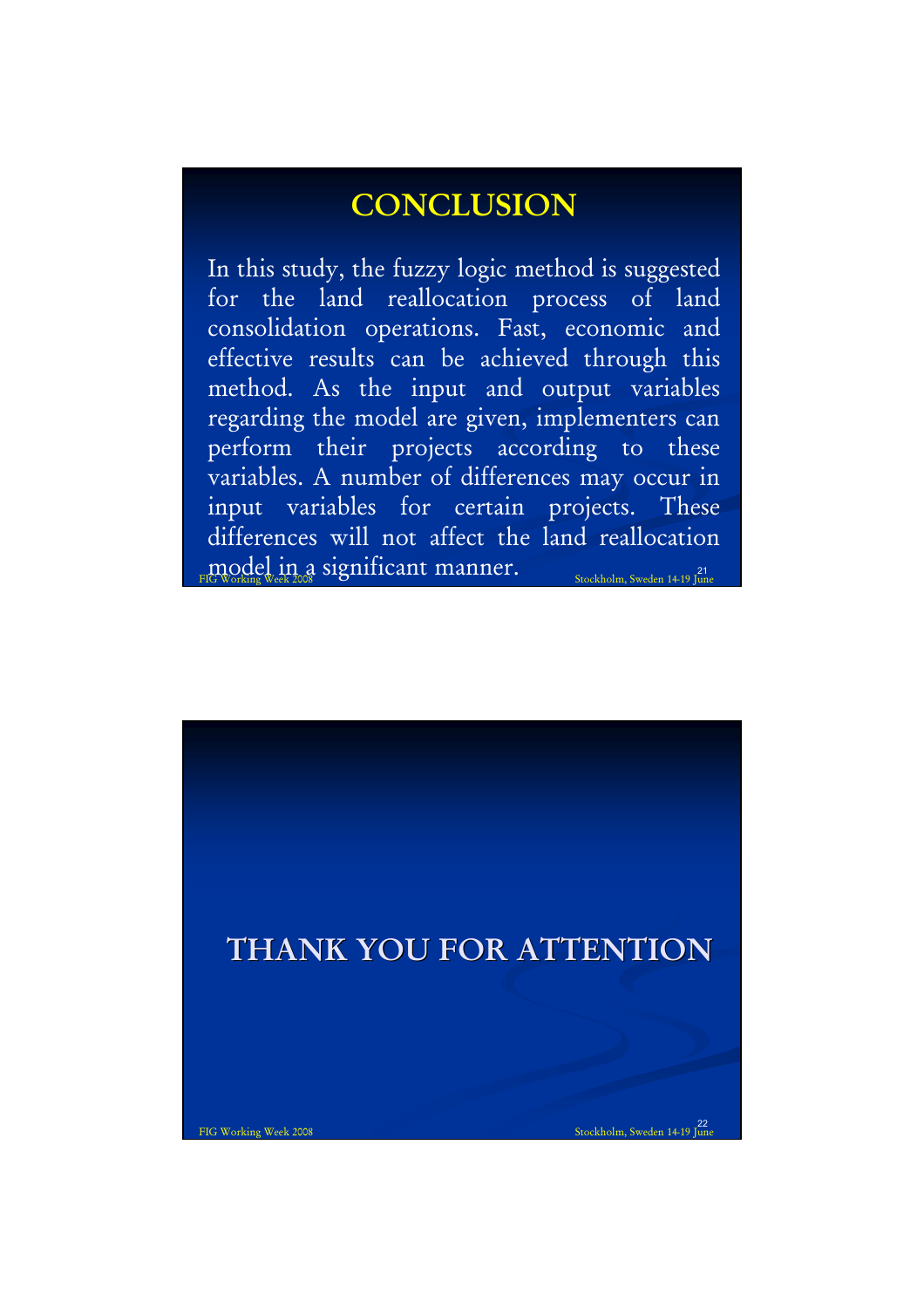## CONCLUSION

In this study, the fuzzy logic method is suggested for the land reallocation process of land consolidation operations. Fast, economic and effective results can be achieved through this method. As the input and output variables regarding the model are given, implementers can perform their projects according to these variables. A number of differences may occur in input variables for certain projects. These differences will not affect the land reallocation model in a significant manner.

## THANK YOU FOR ATTENTION